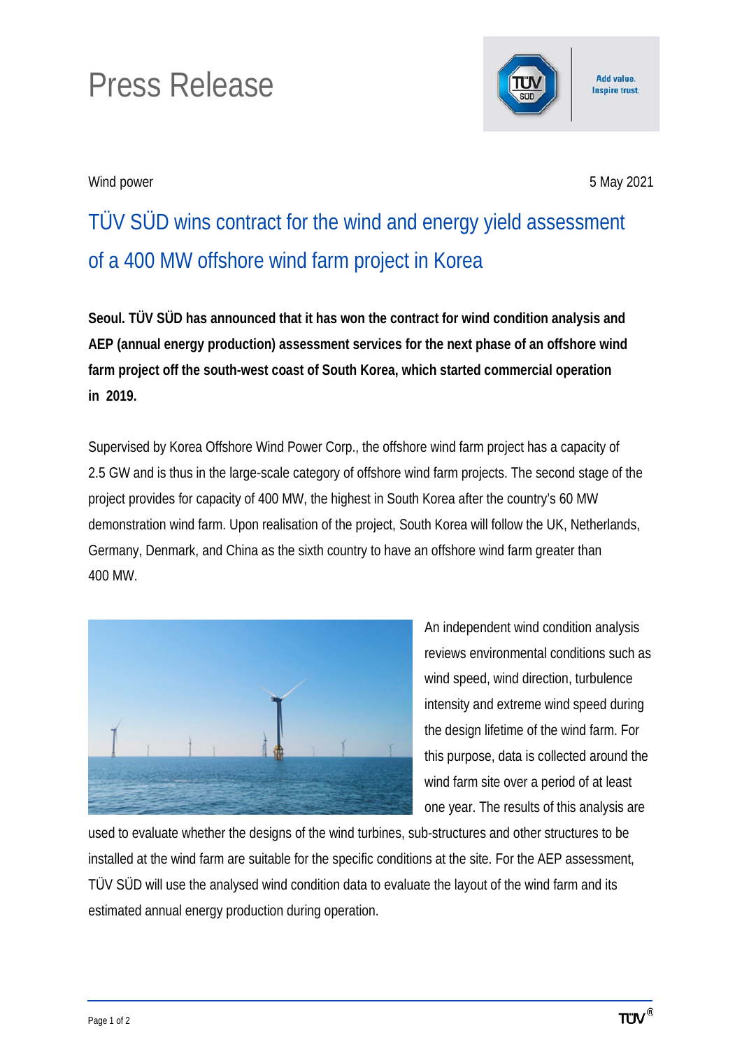# Press Release

Wind power

5 May 2021

## TÜV SÜD wins contract for the wind and energy yield assessment of a 400 MW offshore wind farm project in Korea

**Seoul. TÜV SÜD has announced that it has won the contract for wind condition analysis and AEP (annual energy production) assessment services for the next phase of an offshore wind farm project off the south-west coast of South Korea, which started commercial operation in 2019.**

Supervised by Korea Offshore Wind Power Corp., the offshore wind farm project has a capacity of 2.5 GW and is thus in the large-scale category of offshore wind farm projects. The second stage of the project provides for capacity of 400 MW, the highest in South Korea after the country's 60 MW demonstration wind farm. Upon realisation of the project, South Korea will follow the UK, Netherlands, Germany, Denmark, and China as the sixth country to have an offshore wind farm greater than 400 MW.

An independent wind condition analysis reviews environmental conditions such as wind speed, wind direction, turbulence intensity and extreme wind speed during the design lifetime of the wind farm. For this purpose, data is collected around the wind farm site over a period of at least one year. The results of this analysis are used to evaluate whether the designs of the wind turbines, sub-structures and other structures to be installed at the wind farm are suitable for the specific conditions at the site. For the AEP assessment, TÜV SÜD will use the analysed wind condition data to evaluate the layout of the wind farm and its estimated annual energy production during operation.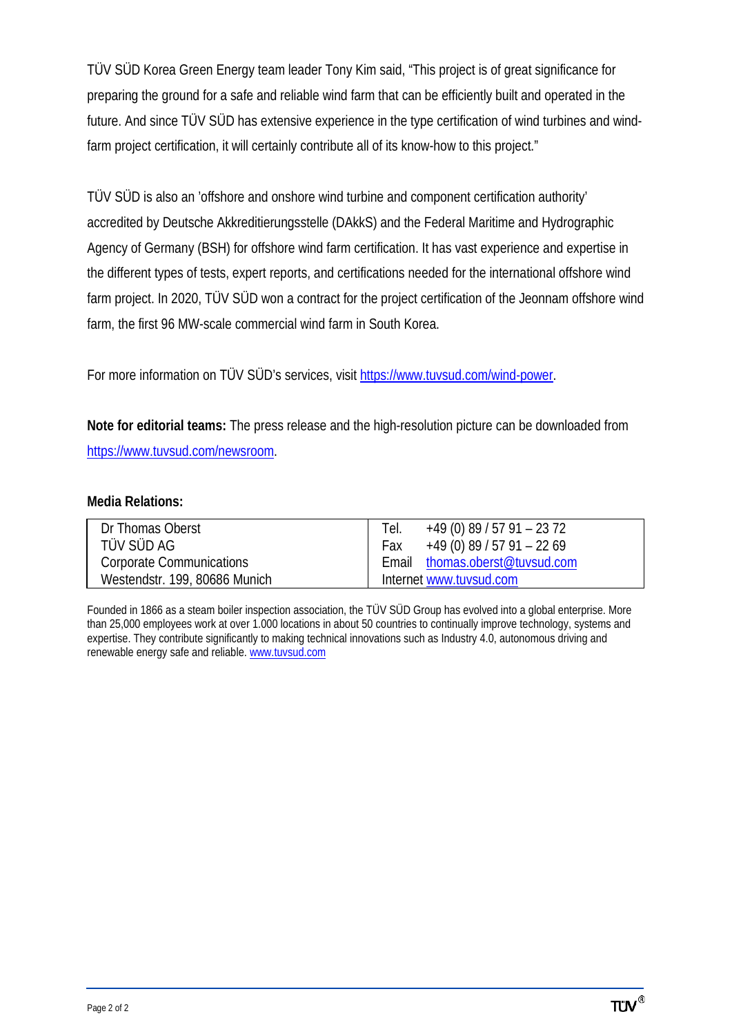TÜV SÜD Korea Green Energy team leader Tony Kim said, "This project is of great significance for preparing the ground for a safe and reliable wind farm that can be efficiently built and operated in the future. And since TÜV SÜD has extensive experience in the type certification of wind turbines and wind-farm project certification, it will certainly contribute all of its know-how to this project."

TÜV SÜD is also an 'offshore and onshore wind turbine and component certification authority' accredited by Deutsche Akkreditierungsstelle (DAkkS) and the Federal Maritime and Hydrographic Agency of Germany (BSH) for offshore wind farm certification. It has vast experience and expertise in the different types of tests, expert reports, and certifications needed for the international offshore wind farm project. In 2020, TÜV SÜD won a contract for the project certification of the Jeonnam offshore wind farm, the first 96 MW-scale commercial wind farm in South Korea.

For more information on TÜV SÜD's services, visit https://www.tuvsud.com/wind-power.

**Note for editorial teams:** The press release and the high-resolution picture can be downloaded from https://www.tuvsud.com/newsroom.

**Media Relations:**

| | |
|---|---|
| Dr Thomas Oberst | Tel. +49 (0) 89 / 57 91 – 23 72 |
| TÜV SÜD AG | Fax +49 (0) 89 / 57 91 – 22 69 |
| Corporate Communications | Email thomas.oberst@tuvsud.com |
| Westendstr. 199, 80686 Munich | Internet www.tuvsud.com |

Founded in 1866 as a steam boiler inspection association, the TÜV SÜD Group has evolved into a global enterprise. More than 25,000 employees work at over 1.000 locations in about 50 countries to continually improve technology, systems and expertise. They contribute significantly to making technical innovations such as Industry 4.0, autonomous driving and renewable energy safe and reliable. www.tuvsud.com